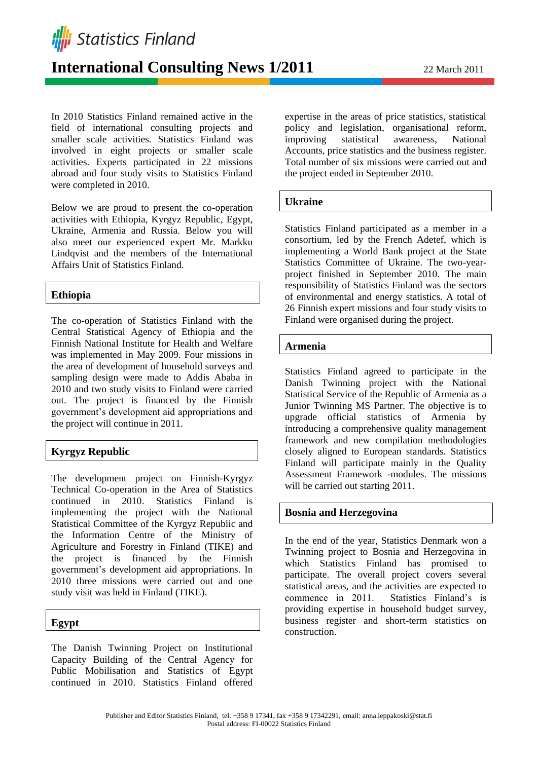Statistics Finland

# International Consulting News 1/2011

22 March 2011

In 2010 Statistics Finland remained active in the field of international consulting projects and smaller scale activities. Statistics Finland was involved in eight projects or smaller scale activities. Experts participated in 22 missions abroad and four study visits to Statistics Finland were completed in 2010.

Below we are proud to present the co-operation activities with Ethiopia, Kyrgyz Republic, Egypt, Ukraine, Armenia and Russia. Below you will also meet our experienced expert Mr. Markku Lindqvist and the members of the International Affairs Unit of Statistics Finland.

## Ethiopia

The co-operation of Statistics Finland with the Central Statistical Agency of Ethiopia and the Finnish National Institute for Health and Welfare was implemented in May 2009. Four missions in the area of development of household surveys and sampling design were made to Addis Ababa in 2010 and two study visits to Finland were carried out. The project is financed by the Finnish government's development aid appropriations and the project will continue in 2011.

## Kyrgyz Republic

The development project on Finnish-Kyrgyz Technical Co-operation in the Area of Statistics continued in 2010. Statistics Finland is implementing the project with the National Statistical Committee of the Kyrgyz Republic and the Information Centre of the Ministry of Agriculture and Forestry in Finland (TIKE) and the project is financed by the Finnish government's development aid appropriations. In 2010 three missions were carried out and one study visit was held in Finland (TIKE).

## Egypt

The Danish Twinning Project on Institutional Capacity Building of the Central Agency for Public Mobilisation and Statistics of Egypt continued in 2010. Statistics Finland offered expertise in the areas of price statistics, statistical policy and legislation, organisational reform, improving statistical awareness, National Accounts, price statistics and the business register. Total number of six missions were carried out and the project ended in September 2010.

## Ukraine

Statistics Finland participated as a member in a consortium, led by the French Adetef, which is implementing a World Bank project at the State Statistics Committee of Ukraine. The two-year-project finished in September 2010. The main responsibility of Statistics Finland was the sectors of environmental and energy statistics. A total of 26 Finnish expert missions and four study visits to Finland were organised during the project.

## Armenia

Statistics Finland agreed to participate in the Danish Twinning project with the National Statistical Service of the Republic of Armenia as a Junior Twinning MS Partner. The objective is to upgrade official statistics of Armenia by introducing a comprehensive quality management framework and new compilation methodologies closely aligned to European standards. Statistics Finland will participate mainly in the Quality Assessment Framework -modules. The missions will be carried out starting 2011.

## Bosnia and Herzegovina

In the end of the year, Statistics Denmark won a Twinning project to Bosnia and Herzegovina in which Statistics Finland has promised to participate. The overall project covers several statistical areas, and the activities are expected to commence in 2011. Statistics Finland's is providing expertise in household budget survey, business register and short-term statistics on construction.

Publisher and Editor Statistics Finland, tel. +358 9 17341, fax +358 9 17342291, email: anna.leppakoski@stat.fi
Postal address: FI-00022 Statistics Finland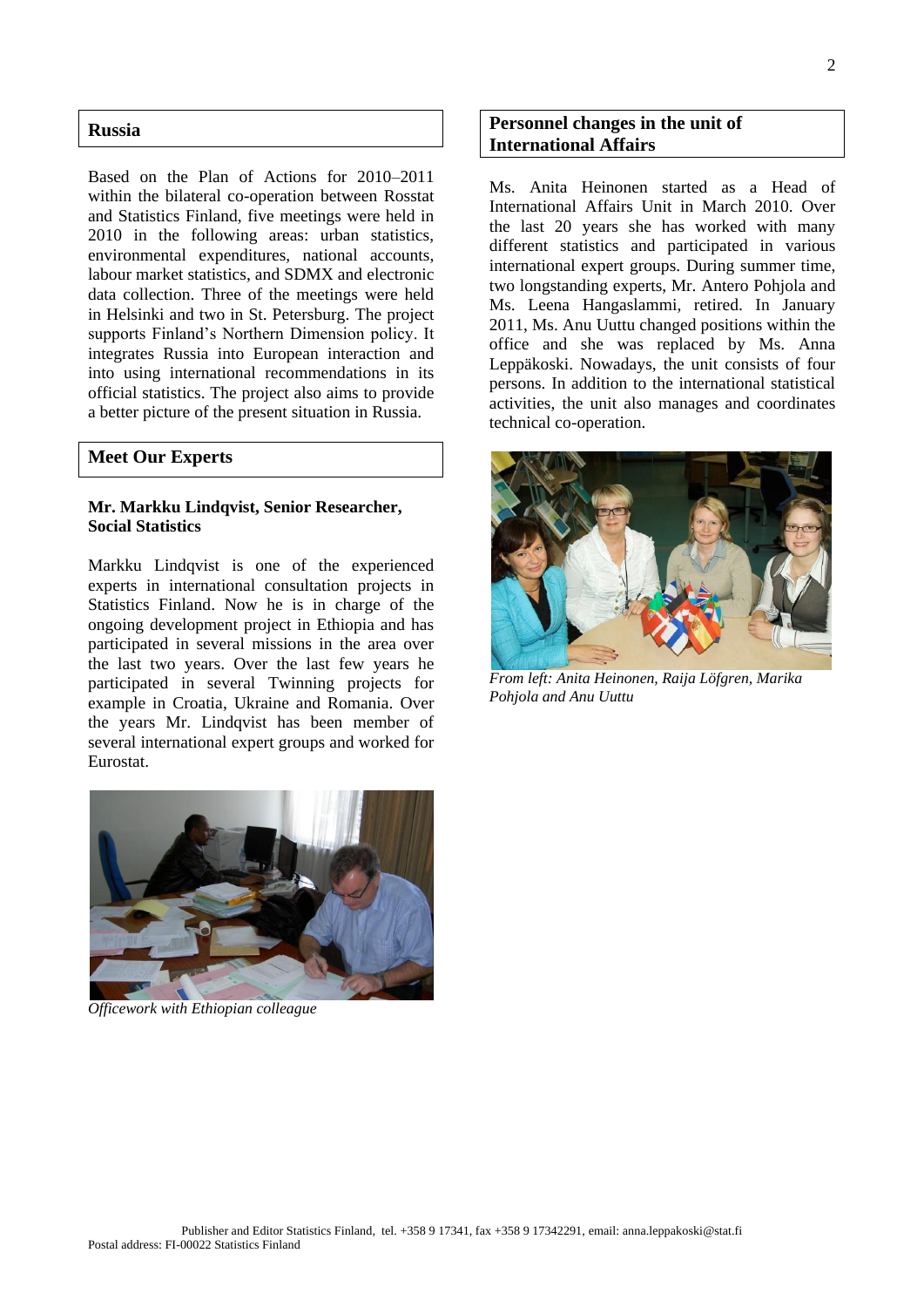## Russia

Based on the Plan of Actions for 2010–2011 within the bilateral co-operation between Rosstat and Statistics Finland, five meetings were held in 2010 in the following areas: urban statistics, environmental expenditures, national accounts, labour market statistics, and SDMX and electronic data collection. Three of the meetings were held in Helsinki and two in St. Petersburg. The project supports Finland's Northern Dimension policy. It integrates Russia into European interaction and into using international recommendations in its official statistics. The project also aims to provide a better picture of the present situation in Russia.

## Meet Our Experts

**Mr. Markku Lindqvist, Senior Researcher, Social Statistics**

Markku Lindqvist is one of the experienced experts in international consultation projects in Statistics Finland. Now he is in charge of the ongoing development project in Ethiopia and has participated in several missions in the area over the last two years. Over the last few years he participated in several Twinning projects for example in Croatia, Ukraine and Romania. Over the years Mr. Lindqvist has been member of several international expert groups and worked for Eurostat.

*Officework with Ethiopian colleague*

## Personnel changes in the unit of International Affairs

Ms. Anita Heinonen started as a Head of International Affairs Unit in March 2010. Over the last 20 years she has worked with many different statistics and participated in various international expert groups. During summer time, two longstanding experts, Mr. Antero Pohjola and Ms. Leena Hangaslammi, retired. In January 2011, Ms. Anu Uuttu changed positions within the office and she was replaced by Ms. Anna Leppäkoski. Nowadays, the unit consists of four persons. In addition to the international statistical activities, the unit also manages and coordinates technical co-operation.

*From left: Anita Heinonen, Raija Löfgren, Marika Pohjola and Anu Uuttu*

Publisher and Editor Statistics Finland, tel. +358 9 17341, fax +358 9 17342291, email: anna.leppakoski@stat.fi
Postal address: FI-00022 Statistics Finland